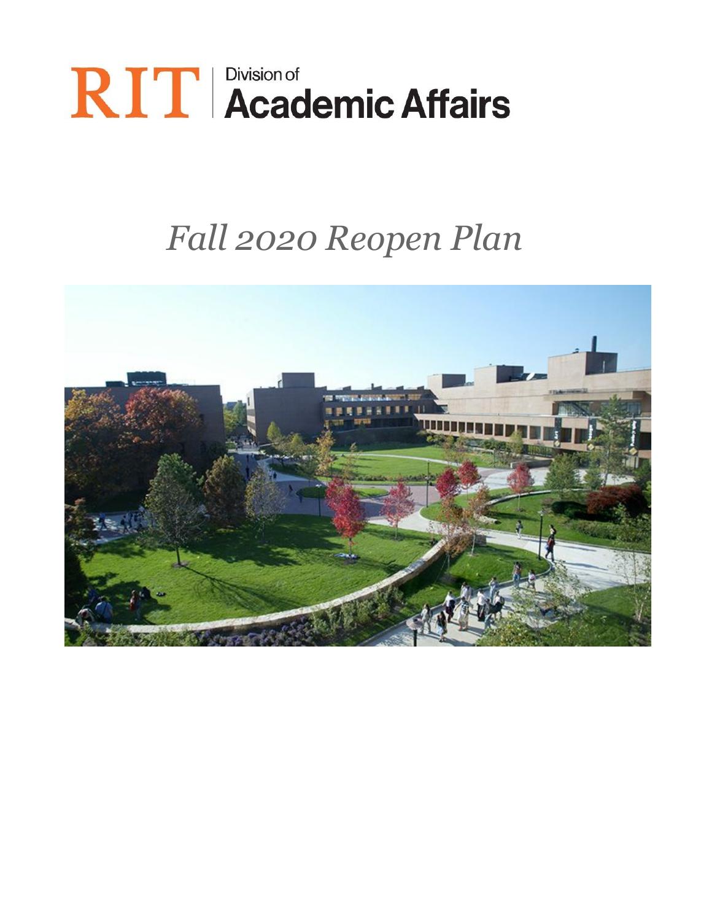RIT | Division of **Academic Affairs**

# *Fall 2020 Reopen Plan*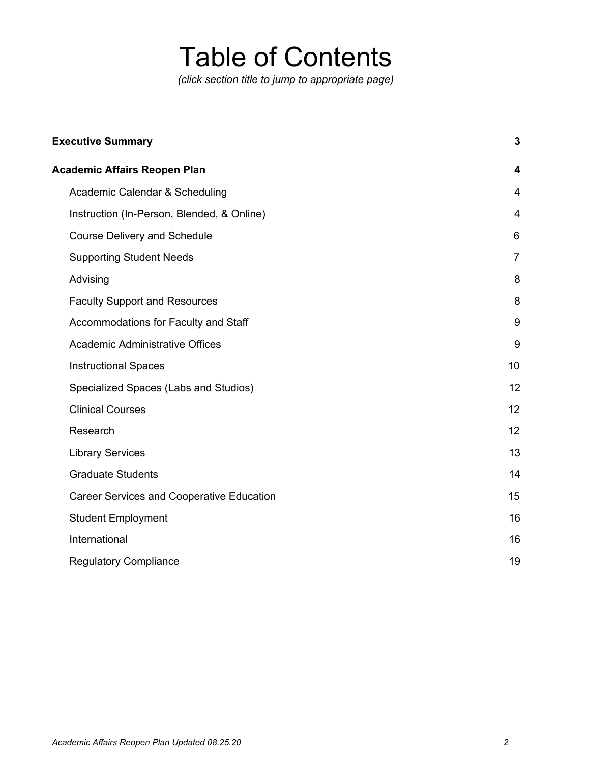# Table of Contents

*(click section title to jump to appropriate page)*

| | |
|---|---|
| **Executive Summary** | **3** |
| **Academic Affairs Reopen Plan** | **4** |
| Academic Calendar & Scheduling | 4 |
| Instruction (In-Person, Blended, & Online) | 4 |
| Course Delivery and Schedule | 6 |
| Supporting Student Needs | 7 |
| Advising | 8 |
| Faculty Support and Resources | 8 |
| Accommodations for Faculty and Staff | 9 |
| Academic Administrative Offices | 9 |
| Instructional Spaces | 10 |
| Specialized Spaces (Labs and Studios) | 12 |
| Clinical Courses | 12 |
| Research | 12 |
| Library Services | 13 |
| Graduate Students | 14 |
| Career Services and Cooperative Education | 15 |
| Student Employment | 16 |
| International | 16 |
| Regulatory Compliance | 19 |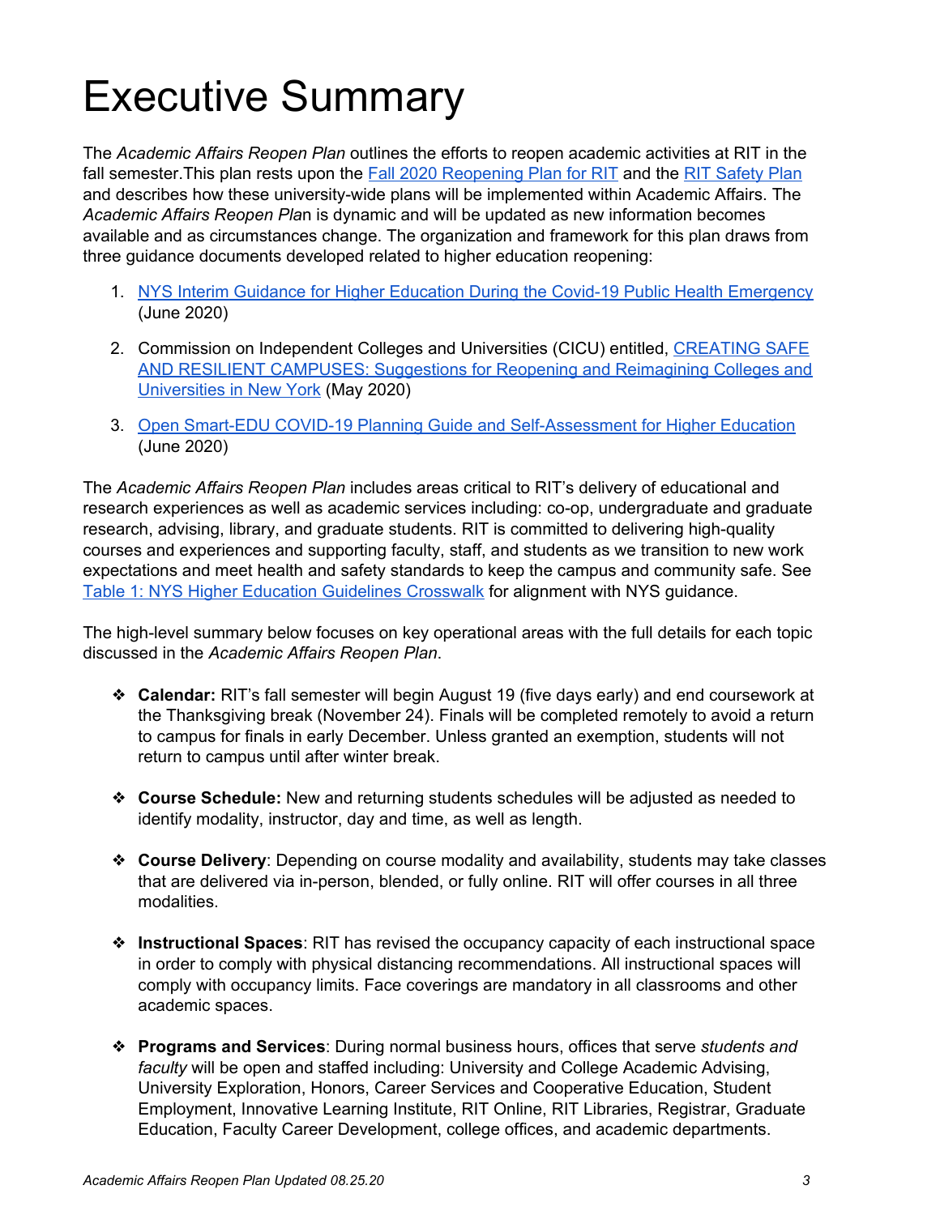# Executive Summary

The *Academic Affairs Reopen Plan* outlines the efforts to reopen academic activities at RIT in the fall semester.This plan rests upon the [Fall 2020 Reopening Plan for RIT]() and the [RIT Safety Plan]() and describes how these university-wide plans will be implemented within Academic Affairs. The *Academic Affairs Reopen Plan* is dynamic and will be updated as new information becomes available and as circumstances change. The organization and framework for this plan draws from three guidance documents developed related to higher education reopening:

1. [NYS Interim Guidance for Higher Education During the Covid-19 Public Health Emergency]() (June 2020)

2. Commission on Independent Colleges and Universities (CICU) entitled, [CREATING SAFE AND RESILIENT CAMPUSES: Suggestions for Reopening and Reimagining Colleges and Universities in New York]() (May 2020)

3. [Open Smart-EDU COVID-19 Planning Guide and Self-Assessment for Higher Education]() (June 2020)

The *Academic Affairs Reopen Plan* includes areas critical to RIT's delivery of educational and research experiences as well as academic services including: co-op, undergraduate and graduate research, advising, library, and graduate students. RIT is committed to delivering high-quality courses and experiences and supporting faculty, staff, and students as we transition to new work expectations and meet health and safety standards to keep the campus and community safe. See [Table 1: NYS Higher Education Guidelines Crosswalk]() for alignment with NYS guidance.

The high-level summary below focuses on key operational areas with the full details for each topic discussed in the *Academic Affairs Reopen Plan*.

- **Calendar:** RIT's fall semester will begin August 19 (five days early) and end coursework at the Thanksgiving break (November 24). Finals will be completed remotely to avoid a return to campus for finals in early December. Unless granted an exemption, students will not return to campus until after winter break.

- **Course Schedule:** New and returning students schedules will be adjusted as needed to identify modality, instructor, day and time, as well as length.

- **Course Delivery**: Depending on course modality and availability, students may take classes that are delivered via in-person, blended, or fully online. RIT will offer courses in all three modalities.

- **Instructional Spaces**: RIT has revised the occupancy capacity of each instructional space in order to comply with physical distancing recommendations. All instructional spaces will comply with occupancy limits. Face coverings are mandatory in all classrooms and other academic spaces.

- **Programs and Services**: During normal business hours, offices that serve *students and faculty* will be open and staffed including: University and College Academic Advising, University Exploration, Honors, Career Services and Cooperative Education, Student Employment, Innovative Learning Institute, RIT Online, RIT Libraries, Registrar, Graduate Education, Faculty Career Development, college offices, and academic departments.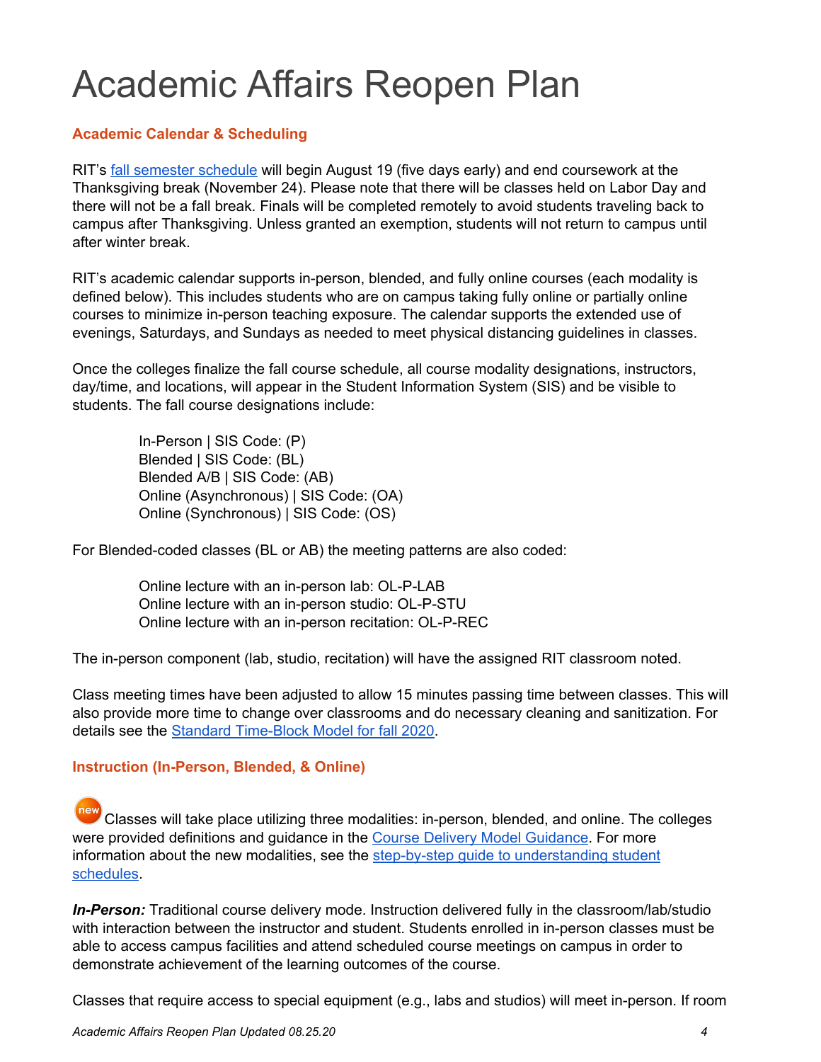# Academic Affairs Reopen Plan

## Academic Calendar & Scheduling

RIT's fall semester schedule will begin August 19 (five days early) and end coursework at the Thanksgiving break (November 24). Please note that there will be classes held on Labor Day and there will not be a fall break. Finals will be completed remotely to avoid students traveling back to campus after Thanksgiving. Unless granted an exemption, students will not return to campus until after winter break.

RIT's academic calendar supports in-person, blended, and fully online courses (each modality is defined below). This includes students who are on campus taking fully online or partially online courses to minimize in-person teaching exposure. The calendar supports the extended use of evenings, Saturdays, and Sundays as needed to meet physical distancing guidelines in classes.

Once the colleges finalize the fall course schedule, all course modality designations, instructors, day/time, and locations, will appear in the Student Information System (SIS) and be visible to students. The fall course designations include:

> In-Person | SIS Code: (P)
> Blended | SIS Code: (BL)
> Blended A/B | SIS Code: (AB)
> Online (Asynchronous) | SIS Code: (OA)
> Online (Synchronous) | SIS Code: (OS)

For Blended-coded classes (BL or AB) the meeting patterns are also coded:

> Online lecture with an in-person lab: OL-P-LAB
> Online lecture with an in-person studio: OL-P-STU
> Online lecture with an in-person recitation: OL-P-REC

The in-person component (lab, studio, recitation) will have the assigned RIT classroom noted.

Class meeting times have been adjusted to allow 15 minutes passing time between classes. This will also provide more time to change over classrooms and do necessary cleaning and sanitization. For details see the Standard Time-Block Model for fall 2020.

## Instruction (In-Person, Blended, & Online)

new Classes will take place utilizing three modalities: in-person, blended, and online. The colleges were provided definitions and guidance in the Course Delivery Model Guidance. For more information about the new modalities, see the step-by-step guide to understanding student schedules.

***In-Person:*** Traditional course delivery mode. Instruction delivered fully in the classroom/lab/studio with interaction between the instructor and student. Students enrolled in in-person classes must be able to access campus facilities and attend scheduled course meetings on campus in order to demonstrate achievement of the learning outcomes of the course.

Classes that require access to special equipment (e.g., labs and studios) will meet in-person. If room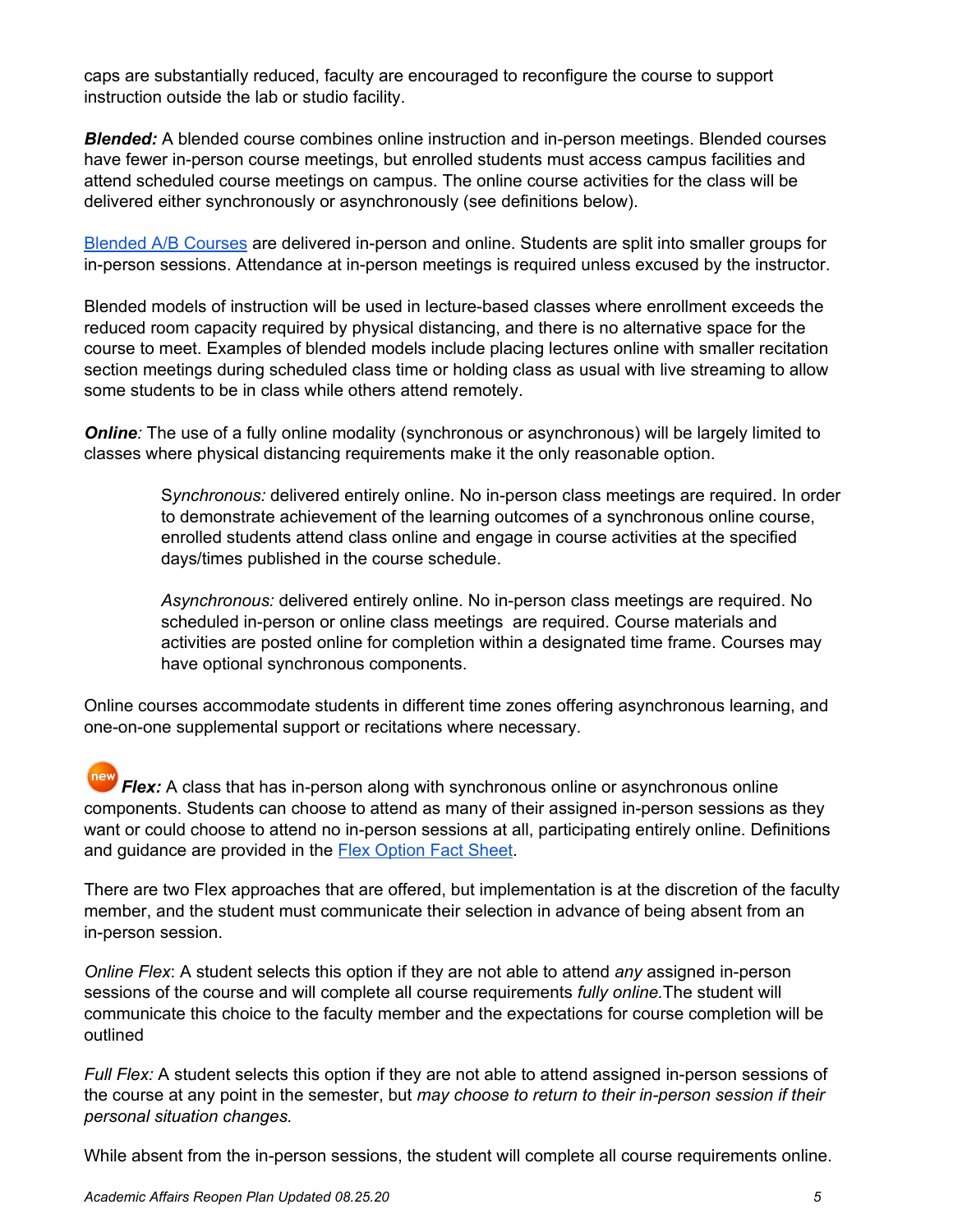caps are substantially reduced, faculty are encouraged to reconfigure the course to support instruction outside the lab or studio facility.

***Blended:*** A blended course combines online instruction and in-person meetings. Blended courses have fewer in-person course meetings, but enrolled students must access campus facilities and attend scheduled course meetings on campus. The online course activities for the class will be delivered either synchronously or asynchronously (see definitions below).

Blended A/B Courses are delivered in-person and online. Students are split into smaller groups for in-person sessions. Attendance at in-person meetings is required unless excused by the instructor.

Blended models of instruction will be used in lecture-based classes where enrollment exceeds the reduced room capacity required by physical distancing, and there is no alternative space for the course to meet. Examples of blended models include placing lectures online with smaller recitation section meetings during scheduled class time or holding class as usual with live streaming to allow some students to be in class while others attend remotely.

***Online****:* The use of a fully online modality (synchronous or asynchronous) will be largely limited to classes where physical distancing requirements make it the only reasonable option.

> S*ynchronous:* delivered entirely online. No in-person class meetings are required. In order to demonstrate achievement of the learning outcomes of a synchronous online course, enrolled students attend class online and engage in course activities at the specified days/times published in the course schedule.
>
> *Asynchronous:* delivered entirely online. No in-person class meetings are required. No scheduled in-person or online class meetings are required. Course materials and activities are posted online for completion within a designated time frame. Courses may have optional synchronous components.

Online courses accommodate students in different time zones offering asynchronous learning, and one-on-one supplemental support or recitations where necessary.

new ***Flex:*** A class that has in-person along with synchronous online or asynchronous online components. Students can choose to attend as many of their assigned in-person sessions as they want or could choose to attend no in-person sessions at all, participating entirely online. Definitions and guidance are provided in the Flex Option Fact Sheet.

There are two Flex approaches that are offered, but implementation is at the discretion of the faculty member, and the student must communicate their selection in advance of being absent from an in-person session.

*Online Flex*: A student selects this option if they are not able to attend *any* assigned in-person sessions of the course and will complete all course requirements *fully online.*The student will communicate this choice to the faculty member and the expectations for course completion will be outlined

*Full Flex:* A student selects this option if they are not able to attend assigned in-person sessions of the course at any point in the semester, but *may choose to return to their in-person session if their personal situation changes.*

While absent from the in-person sessions, the student will complete all course requirements online.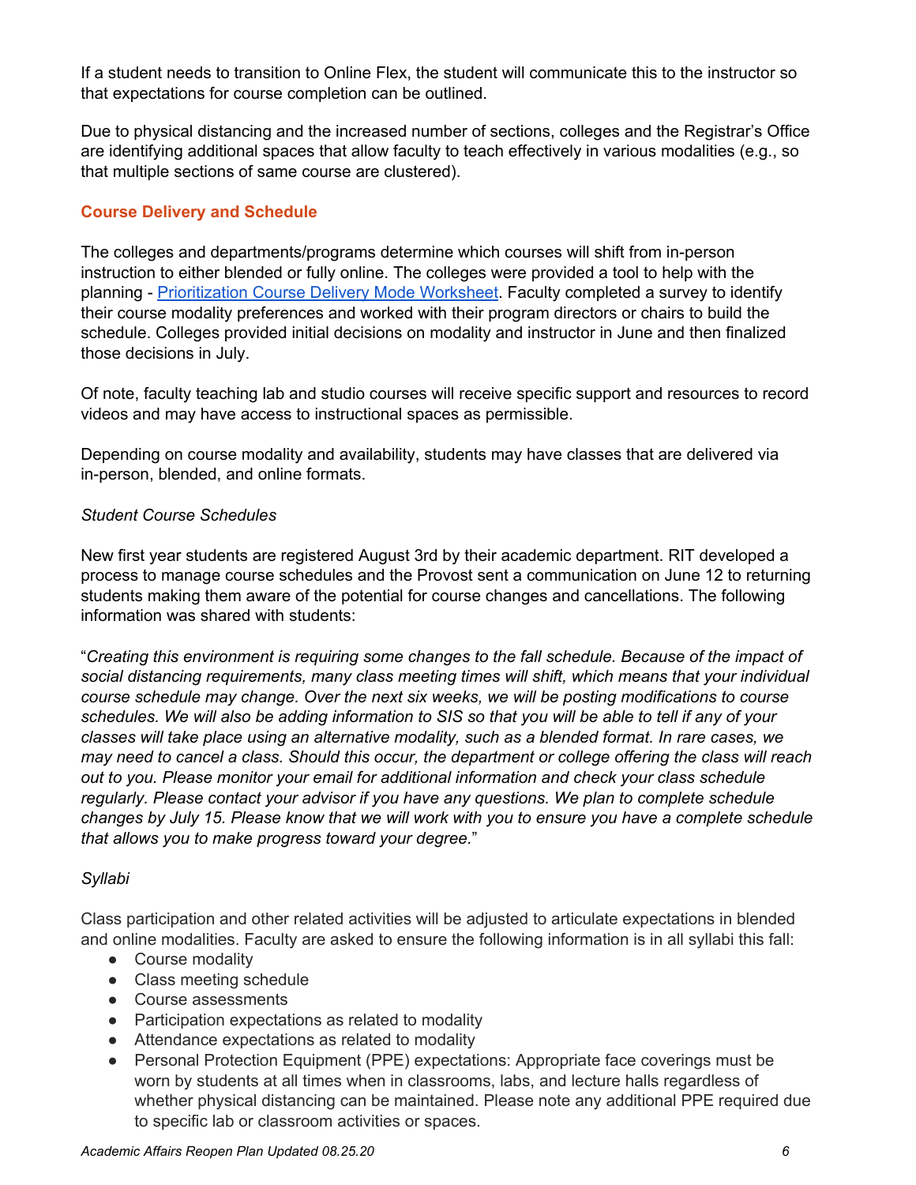If a student needs to transition to Online Flex, the student will communicate this to the instructor so that expectations for course completion can be outlined.

Due to physical distancing and the increased number of sections, colleges and the Registrar's Office are identifying additional spaces that allow faculty to teach effectively in various modalities (e.g., so that multiple sections of same course are clustered).

## Course Delivery and Schedule

The colleges and departments/programs determine which courses will shift from in-person instruction to either blended or fully online. The colleges were provided a tool to help with the planning - [Prioritization Course Delivery Mode Worksheet](). Faculty completed a survey to identify their course modality preferences and worked with their program directors or chairs to build the schedule. Colleges provided initial decisions on modality and instructor in June and then finalized those decisions in July.

Of note, faculty teaching lab and studio courses will receive specific support and resources to record videos and may have access to instructional spaces as permissible.

Depending on course modality and availability, students may have classes that are delivered via in-person, blended, and online formats.

*Student Course Schedules*

New first year students are registered August 3rd by their academic department. RIT developed a process to manage course schedules and the Provost sent a communication on June 12 to returning students making them aware of the potential for course changes and cancellations. The following information was shared with students:

"*Creating this environment is requiring some changes to the fall schedule. Because of the impact of social distancing requirements, many class meeting times will shift, which means that your individual course schedule may change. Over the next six weeks, we will be posting modifications to course schedules. We will also be adding information to SIS so that you will be able to tell if any of your classes will take place using an alternative modality, such as a blended format. In rare cases, we may need to cancel a class. Should this occur, the department or college offering the class will reach out to you. Please monitor your email for additional information and check your class schedule regularly. Please contact your advisor if you have any questions. We plan to complete schedule changes by July 15. Please know that we will work with you to ensure you have a complete schedule that allows you to make progress toward your degree.*"

*Syllabi*

Class participation and other related activities will be adjusted to articulate expectations in blended and online modalities. Faculty are asked to ensure the following information is in all syllabi this fall:

- Course modality
- Class meeting schedule
- Course assessments
- Participation expectations as related to modality
- Attendance expectations as related to modality
- Personal Protection Equipment (PPE) expectations: Appropriate face coverings must be worn by students at all times when in classrooms, labs, and lecture halls regardless of whether physical distancing can be maintained. Please note any additional PPE required due to specific lab or classroom activities or spaces.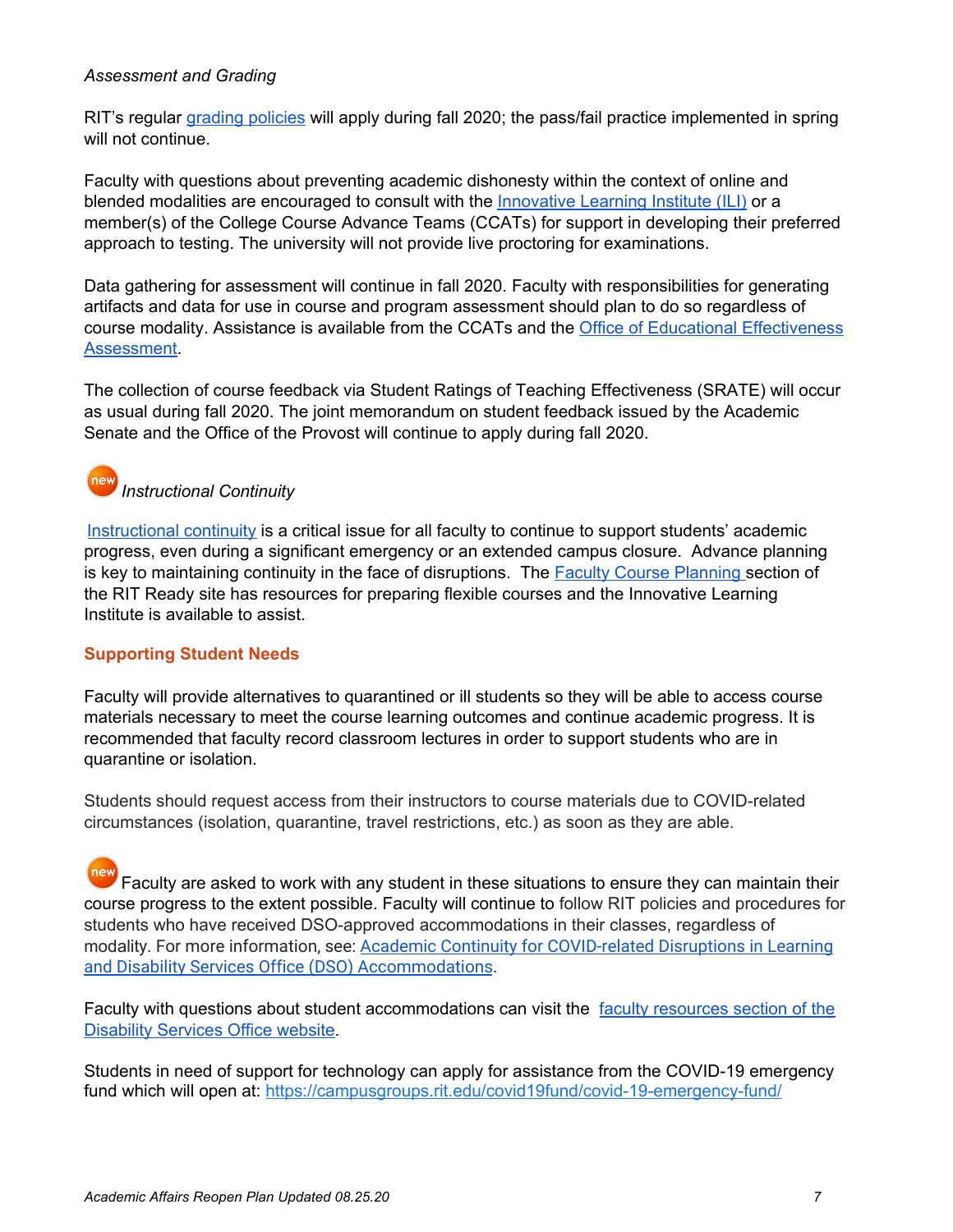*Assessment and Grading*

RIT's regular [grading policies](#) will apply during fall 2020; the pass/fail practice implemented in spring will not continue.

Faculty with questions about preventing academic dishonesty within the context of online and blended modalities are encouraged to consult with the [Innovative Learning Institute (ILI)](#) or a member(s) of the College Course Advance Teams (CCATs) for support in developing their preferred approach to testing. The university will not provide live proctoring for examinations.

Data gathering for assessment will continue in fall 2020. Faculty with responsibilities for generating artifacts and data for use in course and program assessment should plan to do so regardless of course modality. Assistance is available from the CCATs and the [Office of Educational Effectiveness Assessment](#).

The collection of course feedback via Student Ratings of Teaching Effectiveness (SRATE) will occur as usual during fall 2020. The joint memorandum on student feedback issued by the Academic Senate and the Office of the Provost will continue to apply during fall 2020.

new *Instructional Continuity*

[Instructional continuity](#) is a critical issue for all faculty to continue to support students' academic progress, even during a significant emergency or an extended campus closure. Advance planning is key to maintaining continuity in the face of disruptions. The [Faculty Course Planning](#) section of the RIT Ready site has resources for preparing flexible courses and the Innovative Learning Institute is available to assist.

**Supporting Student Needs**

Faculty will provide alternatives to quarantined or ill students so they will be able to access course materials necessary to meet the course learning outcomes and continue academic progress. It is recommended that faculty record classroom lectures in order to support students who are in quarantine or isolation.

Students should request access from their instructors to course materials due to COVID-related circumstances (isolation, quarantine, travel restrictions, etc.) as soon as they are able.

new Faculty are asked to work with any student in these situations to ensure they can maintain their course progress to the extent possible. Faculty will continue to follow RIT policies and procedures for students who have received DSO-approved accommodations in their classes, regardless of modality. For more information, see: [Academic Continuity for COVID-related Disruptions in Learning and Disability Services Office (DSO) Accommodations](#).

Faculty with questions about student accommodations can visit the [faculty resources section of the Disability Services Office website](#).

Students in need of support for technology can apply for assistance from the COVID-19 emergency fund which will open at: https://campusgroups.rit.edu/covid19fund/covid-19-emergency-fund/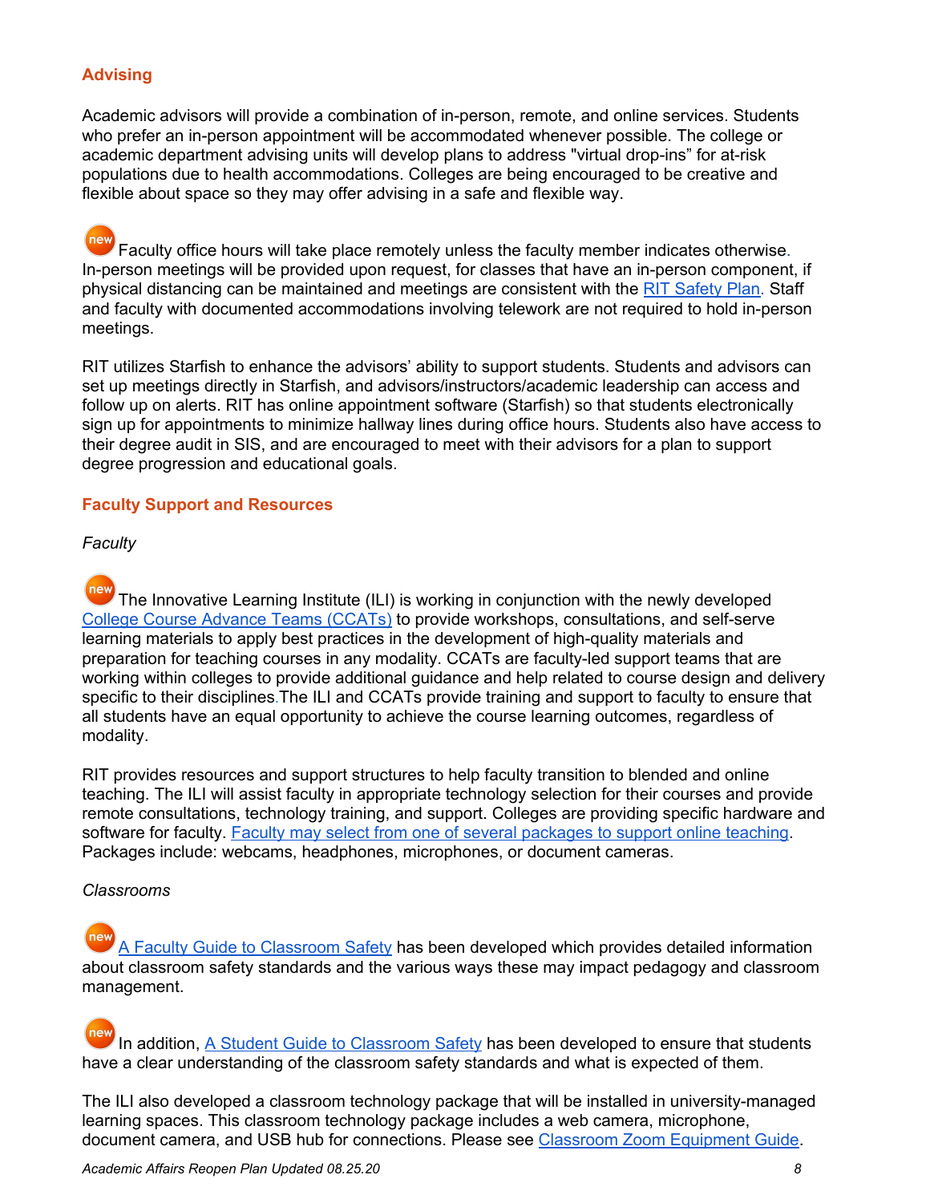## Advising

Academic advisors will provide a combination of in-person, remote, and online services. Students who prefer an in-person appointment will be accommodated whenever possible. The college or academic department advising units will develop plans to address "virtual drop-ins" for at-risk populations due to health accommodations. Colleges are being encouraged to be creative and flexible about space so they may offer advising in a safe and flexible way.

new Faculty office hours will take place remotely unless the faculty member indicates otherwise. In-person meetings will be provided upon request, for classes that have an in-person component, if physical distancing can be maintained and meetings are consistent with the [RIT Safety Plan](). Staff and faculty with documented accommodations involving telework are not required to hold in-person meetings.

RIT utilizes Starfish to enhance the advisors' ability to support students. Students and advisors can set up meetings directly in Starfish, and advisors/instructors/academic leadership can access and follow up on alerts. RIT has online appointment software (Starfish) so that students electronically sign up for appointments to minimize hallway lines during office hours. Students also have access to their degree audit in SIS, and are encouraged to meet with their advisors for a plan to support degree progression and educational goals.

## Faculty Support and Resources

*Faculty*

new The Innovative Learning Institute (ILI) is working in conjunction with the newly developed [College Course Advance Teams (CCATs)]() to provide workshops, consultations, and self-serve learning materials to apply best practices in the development of high-quality materials and preparation for teaching courses in any modality. CCATs are faculty-led support teams that are working within colleges to provide additional guidance and help related to course design and delivery specific to their disciplines.The ILI and CCATs provide training and support to faculty to ensure that all students have an equal opportunity to achieve the course learning outcomes, regardless of modality.

RIT provides resources and support structures to help faculty transition to blended and online teaching. The ILI will assist faculty in appropriate technology selection for their courses and provide remote consultations, technology training, and support. Colleges are providing specific hardware and software for faculty. [Faculty may select from one of several packages to support online teaching](). Packages include: webcams, headphones, microphones, or document cameras.

*Classrooms*

new [A Faculty Guide to Classroom Safety]() has been developed which provides detailed information about classroom safety standards and the various ways these may impact pedagogy and classroom management.

new In addition, [A Student Guide to Classroom Safety]() has been developed to ensure that students have a clear understanding of the classroom safety standards and what is expected of them.

The ILI also developed a classroom technology package that will be installed in university-managed learning spaces. This classroom technology package includes a web camera, microphone, document camera, and USB hub for connections. Please see [Classroom Zoom Equipment Guide]().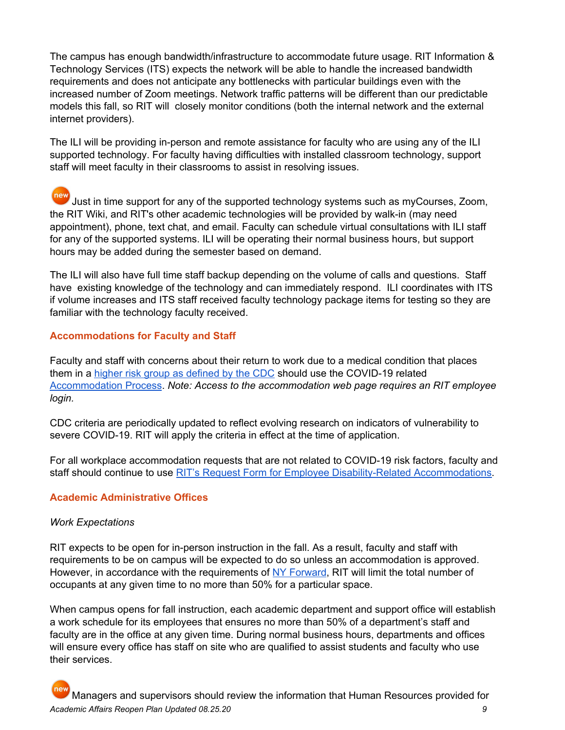The campus has enough bandwidth/infrastructure to accommodate future usage. RIT Information & Technology Services (ITS) expects the network will be able to handle the increased bandwidth requirements and does not anticipate any bottlenecks with particular buildings even with the increased number of Zoom meetings. Network traffic patterns will be different than our predictable models this fall, so RIT will closely monitor conditions (both the internal network and the external internet providers).

The ILI will be providing in-person and remote assistance for faculty who are using any of the ILI supported technology. For faculty having difficulties with installed classroom technology, support staff will meet faculty in their classrooms to assist in resolving issues.

new Just in time support for any of the supported technology systems such as myCourses, Zoom, the RIT Wiki, and RIT's other academic technologies will be provided by walk-in (may need appointment), phone, text chat, and email. Faculty can schedule virtual consultations with ILI staff for any of the supported systems. ILI will be operating their normal business hours, but support hours may be added during the semester based on demand.

The ILI will also have full time staff backup depending on the volume of calls and questions. Staff have existing knowledge of the technology and can immediately respond. ILI coordinates with ITS if volume increases and ITS staff received faculty technology package items for testing so they are familiar with the technology faculty received.

### Accommodations for Faculty and Staff

Faculty and staff with concerns about their return to work due to a medical condition that places them in a higher risk group as defined by the CDC should use the COVID-19 related Accommodation Process. *Note: Access to the accommodation web page requires an RIT employee login.*

CDC criteria are periodically updated to reflect evolving research on indicators of vulnerability to severe COVID-19. RIT will apply the criteria in effect at the time of application.

For all workplace accommodation requests that are not related to COVID-19 risk factors, faculty and staff should continue to use RIT's Request Form for Employee Disability-Related Accommodations.

### Academic Administrative Offices

*Work Expectations*

RIT expects to be open for in-person instruction in the fall. As a result, faculty and staff with requirements to be on campus will be expected to do so unless an accommodation is approved. However, in accordance with the requirements of NY Forward, RIT will limit the total number of occupants at any given time to no more than 50% for a particular space.

When campus opens for fall instruction, each academic department and support office will establish a work schedule for its employees that ensures no more than 50% of a department's staff and faculty are in the office at any given time. During normal business hours, departments and offices will ensure every office has staff on site who are qualified to assist students and faculty who use their services.

new Managers and supervisors should review the information that Human Resources provided for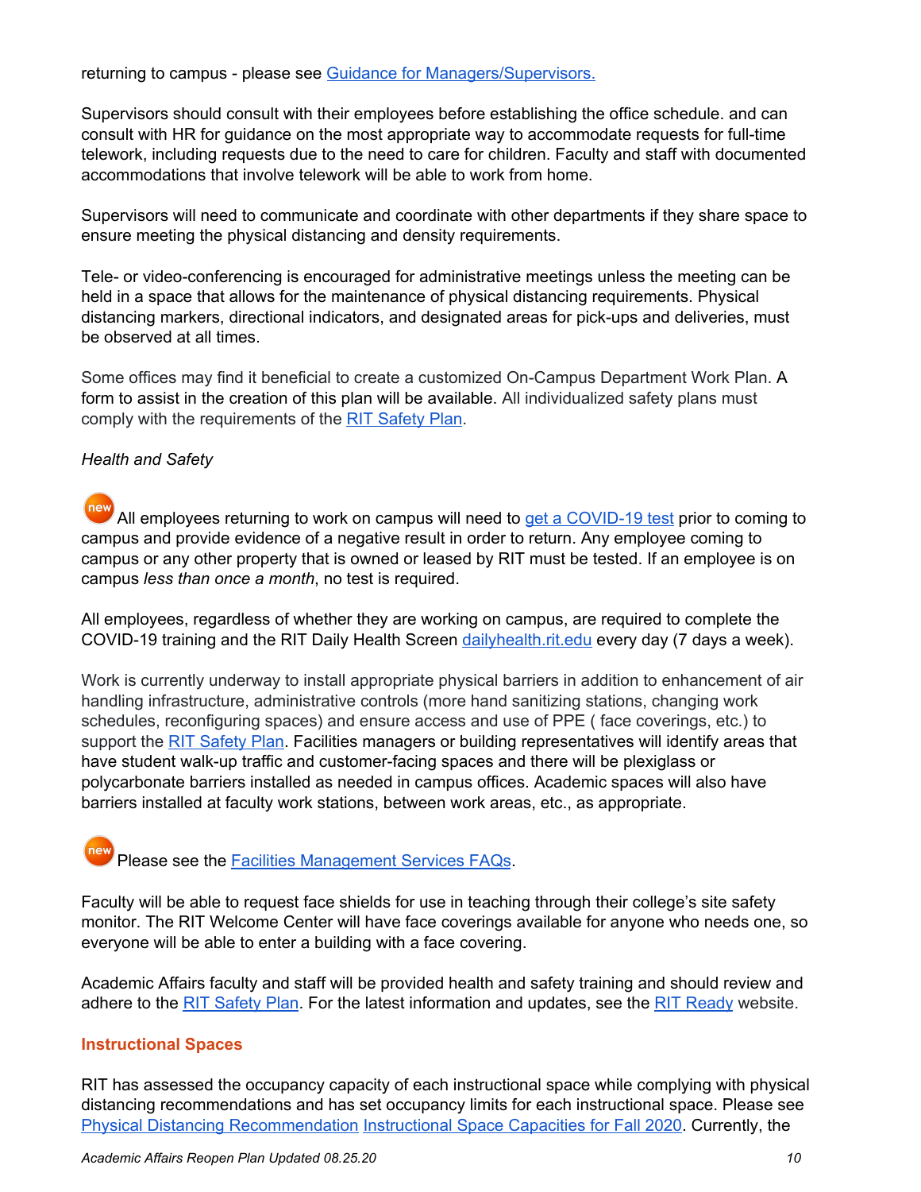returning to campus - please see [Guidance for Managers/Supervisors.](#)

Supervisors should consult with their employees before establishing the office schedule. and can consult with HR for guidance on the most appropriate way to accommodate requests for full-time telework, including requests due to the need to care for children. Faculty and staff with documented accommodations that involve telework will be able to work from home.

Supervisors will need to communicate and coordinate with other departments if they share space to ensure meeting the physical distancing and density requirements.

Tele- or video-conferencing is encouraged for administrative meetings unless the meeting can be held in a space that allows for the maintenance of physical distancing requirements. Physical distancing markers, directional indicators, and designated areas for pick-ups and deliveries, must be observed at all times.

Some offices may find it beneficial to create a customized On-Campus Department Work Plan. A form to assist in the creation of this plan will be available. All individualized safety plans must comply with the requirements of the [RIT Safety Plan](#).

*Health and Safety*

new All employees returning to work on campus will need to [get a COVID-19 test](#) prior to coming to campus and provide evidence of a negative result in order to return. Any employee coming to campus or any other property that is owned or leased by RIT must be tested. If an employee is on campus *less than once a month*, no test is required.

All employees, regardless of whether they are working on campus, are required to complete the COVID-19 training and the RIT Daily Health Screen [dailyhealth.rit.edu](#) every day (7 days a week).

Work is currently underway to install appropriate physical barriers in addition to enhancement of air handling infrastructure, administrative controls (more hand sanitizing stations, changing work schedules, reconfiguring spaces) and ensure access and use of PPE ( face coverings, etc.) to support the [RIT Safety Plan](#). Facilities managers or building representatives will identify areas that have student walk-up traffic and customer-facing spaces and there will be plexiglass or polycarbonate barriers installed as needed in campus offices. Academic spaces will also have barriers installed at faculty work stations, between work areas, etc., as appropriate.

new Please see the [Facilities Management Services FAQs](#).

Faculty will be able to request face shields for use in teaching through their college's site safety monitor. The RIT Welcome Center will have face coverings available for anyone who needs one, so everyone will be able to enter a building with a face covering.

Academic Affairs faculty and staff will be provided health and safety training and should review and adhere to the [RIT Safety Plan](#). For the latest information and updates, see the [RIT Ready](#) website.

### Instructional Spaces

RIT has assessed the occupancy capacity of each instructional space while complying with physical distancing recommendations and has set occupancy limits for each instructional space. Please see [Physical Distancing Recommendation](#) [Instructional Space Capacities for Fall 2020](#). Currently, the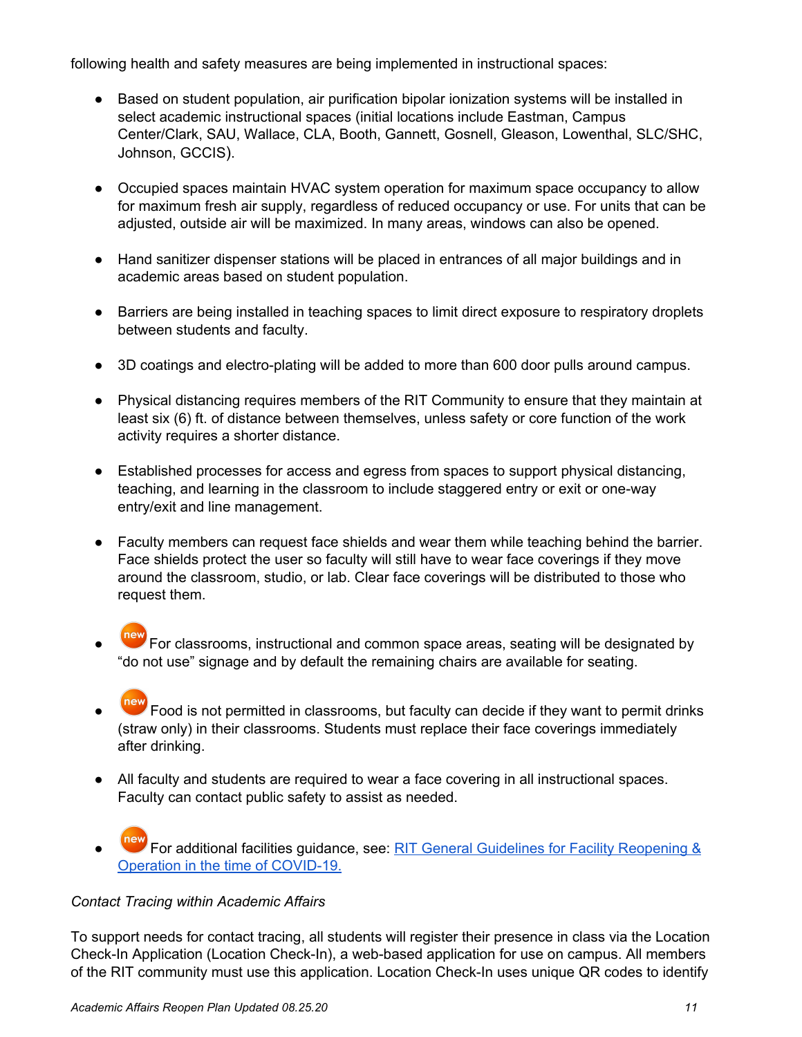following health and safety measures are being implemented in instructional spaces:

- Based on student population, air purification bipolar ionization systems will be installed in select academic instructional spaces (initial locations include Eastman, Campus Center/Clark, SAU, Wallace, CLA, Booth, Gannett, Gosnell, Gleason, Lowenthal, SLC/SHC, Johnson, GCCIS).

- Occupied spaces maintain HVAC system operation for maximum space occupancy to allow for maximum fresh air supply, regardless of reduced occupancy or use. For units that can be adjusted, outside air will be maximized. In many areas, windows can also be opened.

- Hand sanitizer dispenser stations will be placed in entrances of all major buildings and in academic areas based on student population.

- Barriers are being installed in teaching spaces to limit direct exposure to respiratory droplets between students and faculty.

- 3D coatings and electro-plating will be added to more than 600 door pulls around campus.

- Physical distancing requires members of the RIT Community to ensure that they maintain at least six (6) ft. of distance between themselves, unless safety or core function of the work activity requires a shorter distance.

- Established processes for access and egress from spaces to support physical distancing, teaching, and learning in the classroom to include staggered entry or exit or one-way entry/exit and line management.

- Faculty members can request face shields and wear them while teaching behind the barrier. Face shields protect the user so faculty will still have to wear face coverings if they move around the classroom, studio, or lab. Clear face coverings will be distributed to those who request them.

- new For classrooms, instructional and common space areas, seating will be designated by "do not use" signage and by default the remaining chairs are available for seating.

- new Food is not permitted in classrooms, but faculty can decide if they want to permit drinks (straw only) in their classrooms. Students must replace their face coverings immediately after drinking.

- All faculty and students are required to wear a face covering in all instructional spaces. Faculty can contact public safety to assist as needed.

- new For additional facilities guidance, see: [RIT General Guidelines for Facility Reopening & Operation in the time of COVID-19.]()

*Contact Tracing within Academic Affairs*

To support needs for contact tracing, all students will register their presence in class via the Location Check-In Application (Location Check-In), a web-based application for use on campus. All members of the RIT community must use this application. Location Check-In uses unique QR codes to identify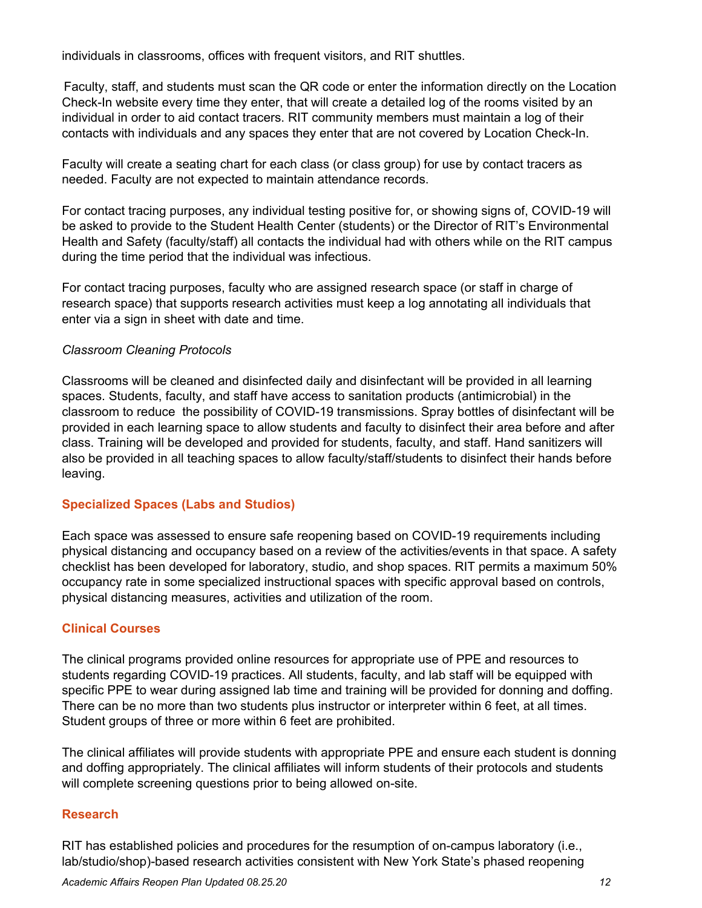individuals in classrooms, offices with frequent visitors, and RIT shuttles.

Faculty, staff, and students must scan the QR code or enter the information directly on the Location Check-In website every time they enter, that will create a detailed log of the rooms visited by an individual in order to aid contact tracers. RIT community members must maintain a log of their contacts with individuals and any spaces they enter that are not covered by Location Check-In.

Faculty will create a seating chart for each class (or class group) for use by contact tracers as needed. Faculty are not expected to maintain attendance records.

For contact tracing purposes, any individual testing positive for, or showing signs of, COVID-19 will be asked to provide to the Student Health Center (students) or the Director of RIT's Environmental Health and Safety (faculty/staff) all contacts the individual had with others while on the RIT campus during the time period that the individual was infectious.

For contact tracing purposes, faculty who are assigned research space (or staff in charge of research space) that supports research activities must keep a log annotating all individuals that enter via a sign in sheet with date and time.

*Classroom Cleaning Protocols*

Classrooms will be cleaned and disinfected daily and disinfectant will be provided in all learning spaces. Students, faculty, and staff have access to sanitation products (antimicrobial) in the classroom to reduce the possibility of COVID-19 transmissions. Spray bottles of disinfectant will be provided in each learning space to allow students and faculty to disinfect their area before and after class. Training will be developed and provided for students, faculty, and staff. Hand sanitizers will also be provided in all teaching spaces to allow faculty/staff/students to disinfect their hands before leaving.

### Specialized Spaces (Labs and Studios)

Each space was assessed to ensure safe reopening based on COVID-19 requirements including physical distancing and occupancy based on a review of the activities/events in that space. A safety checklist has been developed for laboratory, studio, and shop spaces. RIT permits a maximum 50% occupancy rate in some specialized instructional spaces with specific approval based on controls, physical distancing measures, activities and utilization of the room.

### Clinical Courses

The clinical programs provided online resources for appropriate use of PPE and resources to students regarding COVID-19 practices. All students, faculty, and lab staff will be equipped with specific PPE to wear during assigned lab time and training will be provided for donning and doffing. There can be no more than two students plus instructor or interpreter within 6 feet, at all times. Student groups of three or more within 6 feet are prohibited.

The clinical affiliates will provide students with appropriate PPE and ensure each student is donning and doffing appropriately. The clinical affiliates will inform students of their protocols and students will complete screening questions prior to being allowed on-site.

### Research

RIT has established policies and procedures for the resumption of on-campus laboratory (i.e., lab/studio/shop)-based research activities consistent with New York State's phased reopening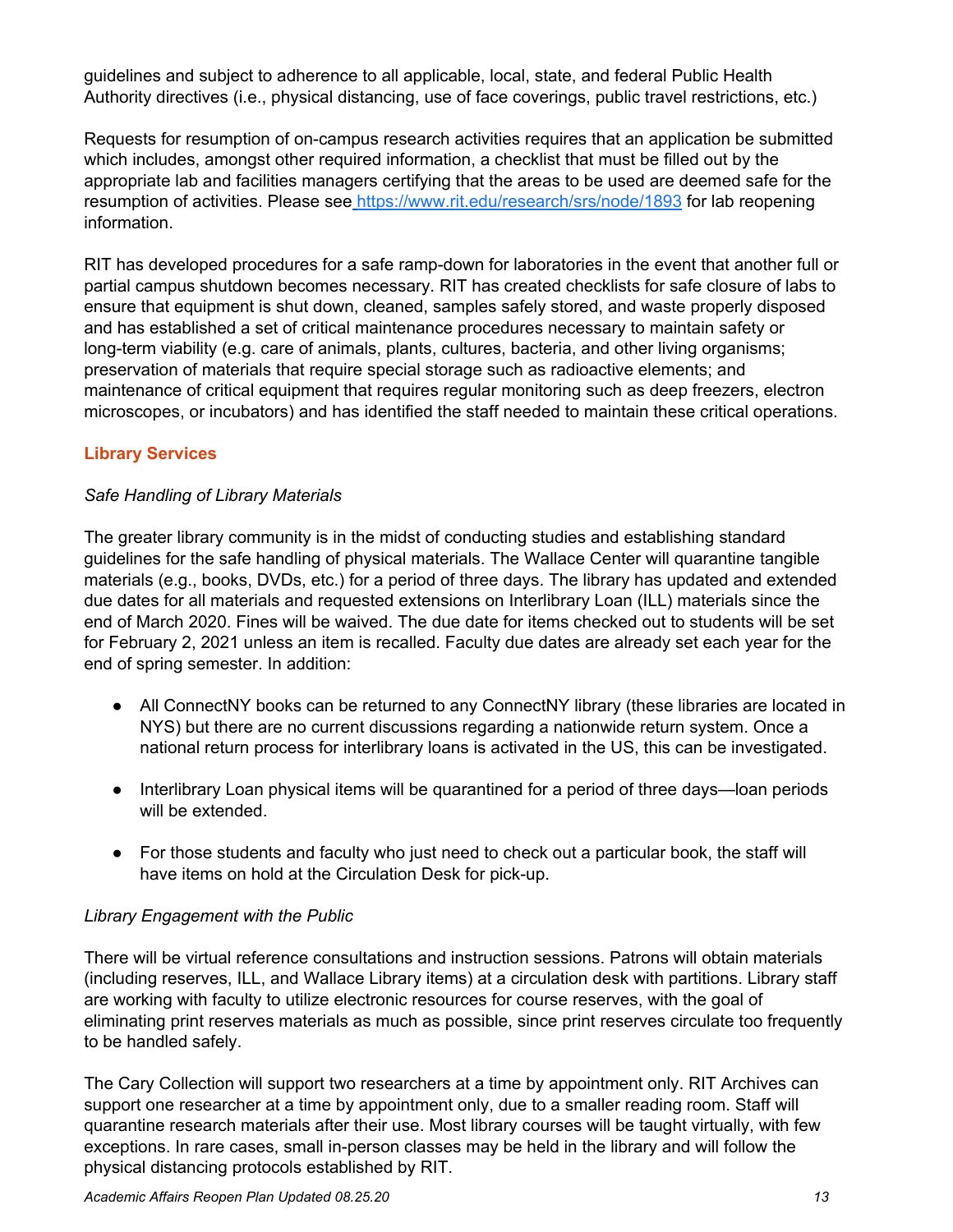guidelines and subject to adherence to all applicable, local, state, and federal Public Health Authority directives (i.e., physical distancing, use of face coverings, public travel restrictions, etc.)

Requests for resumption of on-campus research activities requires that an application be submitted which includes, amongst other required information, a checklist that must be filled out by the appropriate lab and facilities managers certifying that the areas to be used are deemed safe for the resumption of activities. Please see https://www.rit.edu/research/srs/node/1893 for lab reopening information.

RIT has developed procedures for a safe ramp-down for laboratories in the event that another full or partial campus shutdown becomes necessary. RIT has created checklists for safe closure of labs to ensure that equipment is shut down, cleaned, samples safely stored, and waste properly disposed and has established a set of critical maintenance procedures necessary to maintain safety or long-term viability (e.g. care of animals, plants, cultures, bacteria, and other living organisms; preservation of materials that require special storage such as radioactive elements; and maintenance of critical equipment that requires regular monitoring such as deep freezers, electron microscopes, or incubators) and has identified the staff needed to maintain these critical operations.

## Library Services

*Safe Handling of Library Materials*

The greater library community is in the midst of conducting studies and establishing standard guidelines for the safe handling of physical materials. The Wallace Center will quarantine tangible materials (e.g., books, DVDs, etc.) for a period of three days. The library has updated and extended due dates for all materials and requested extensions on Interlibrary Loan (ILL) materials since the end of March 2020. Fines will be waived. The due date for items checked out to students will be set for February 2, 2021 unless an item is recalled. Faculty due dates are already set each year for the end of spring semester. In addition:

- All ConnectNY books can be returned to any ConnectNY library (these libraries are located in NYS) but there are no current discussions regarding a nationwide return system. Once a national return process for interlibrary loans is activated in the US, this can be investigated.
- Interlibrary Loan physical items will be quarantined for a period of three days—loan periods will be extended.
- For those students and faculty who just need to check out a particular book, the staff will have items on hold at the Circulation Desk for pick-up.

*Library Engagement with the Public*

There will be virtual reference consultations and instruction sessions. Patrons will obtain materials (including reserves, ILL, and Wallace Library items) at a circulation desk with partitions. Library staff are working with faculty to utilize electronic resources for course reserves, with the goal of eliminating print reserves materials as much as possible, since print reserves circulate too frequently to be handled safely.

The Cary Collection will support two researchers at a time by appointment only. RIT Archives can support one researcher at a time by appointment only, due to a smaller reading room. Staff will quarantine research materials after their use. Most library courses will be taught virtually, with few exceptions. In rare cases, small in-person classes may be held in the library and will follow the physical distancing protocols established by RIT.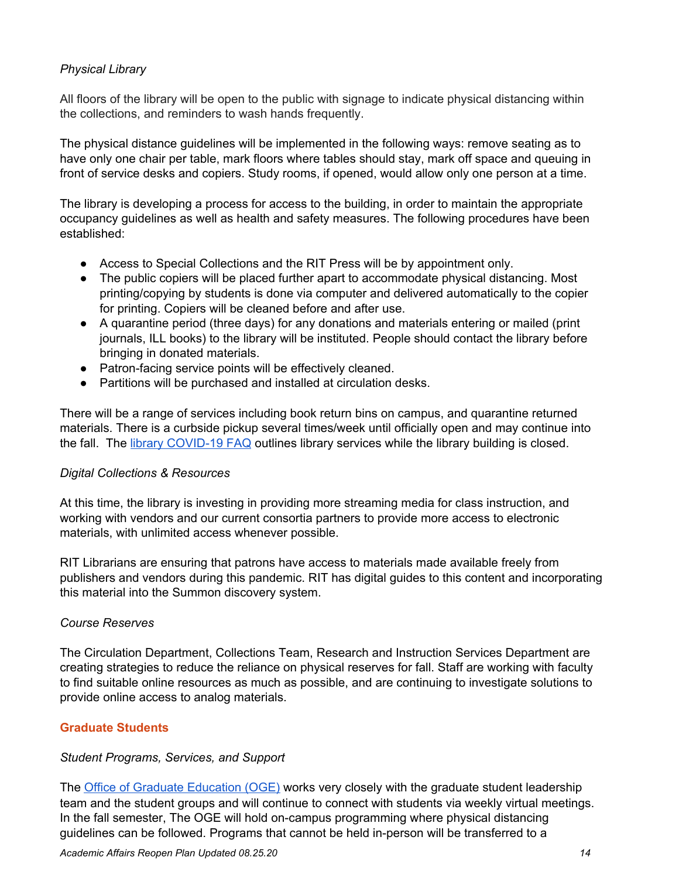*Physical Library*

All floors of the library will be open to the public with signage to indicate physical distancing within the collections, and reminders to wash hands frequently.

The physical distance guidelines will be implemented in the following ways: remove seating as to have only one chair per table, mark floors where tables should stay, mark off space and queuing in front of service desks and copiers. Study rooms, if opened, would allow only one person at a time.

The library is developing a process for access to the building, in order to maintain the appropriate occupancy guidelines as well as health and safety measures. The following procedures have been established:

- Access to Special Collections and the RIT Press will be by appointment only.
- The public copiers will be placed further apart to accommodate physical distancing. Most printing/copying by students is done via computer and delivered automatically to the copier for printing. Copiers will be cleaned before and after use.
- A quarantine period (three days) for any donations and materials entering or mailed (print journals, ILL books) to the library will be instituted. People should contact the library before bringing in donated materials.
- Patron-facing service points will be effectively cleaned.
- Partitions will be purchased and installed at circulation desks.

There will be a range of services including book return bins on campus, and quarantine returned materials. There is a curbside pickup several times/week until officially open and may continue into the fall. The library COVID-19 FAQ outlines library services while the library building is closed.

*Digital Collections & Resources*

At this time, the library is investing in providing more streaming media for class instruction, and working with vendors and our current consortia partners to provide more access to electronic materials, with unlimited access whenever possible.

RIT Librarians are ensuring that patrons have access to materials made available freely from publishers and vendors during this pandemic. RIT has digital guides to this content and incorporating this material into the Summon discovery system.

*Course Reserves*

The Circulation Department, Collections Team, Research and Instruction Services Department are creating strategies to reduce the reliance on physical reserves for fall. Staff are working with faculty to find suitable online resources as much as possible, and are continuing to investigate solutions to provide online access to analog materials.

## Graduate Students

*Student Programs, Services, and Support*

The Office of Graduate Education (OGE) works very closely with the graduate student leadership team and the student groups and will continue to connect with students via weekly virtual meetings. In the fall semester, The OGE will hold on-campus programming where physical distancing guidelines can be followed. Programs that cannot be held in-person will be transferred to a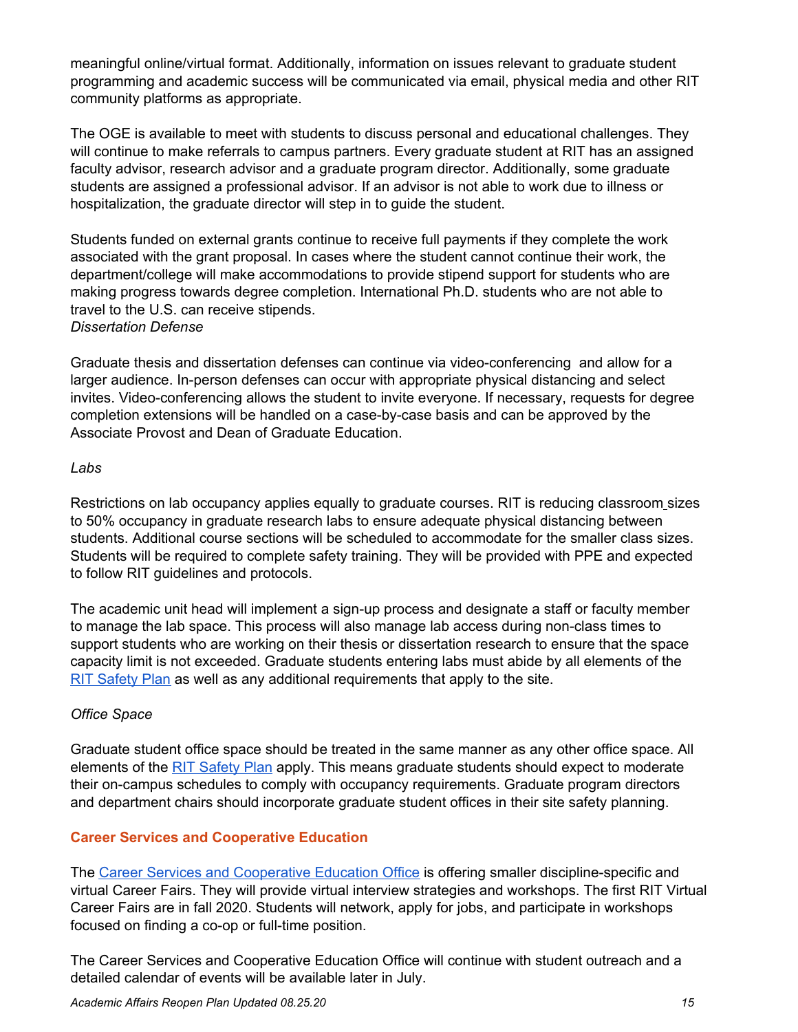meaningful online/virtual format. Additionally, information on issues relevant to graduate student programming and academic success will be communicated via email, physical media and other RIT community platforms as appropriate.

The OGE is available to meet with students to discuss personal and educational challenges. They will continue to make referrals to campus partners. Every graduate student at RIT has an assigned faculty advisor, research advisor and a graduate program director. Additionally, some graduate students are assigned a professional advisor. If an advisor is not able to work due to illness or hospitalization, the graduate director will step in to guide the student.

Students funded on external grants continue to receive full payments if they complete the work associated with the grant proposal. In cases where the student cannot continue their work, the department/college will make accommodations to provide stipend support for students who are making progress towards degree completion. International Ph.D. students who are not able to travel to the U.S. can receive stipends.

*Dissertation Defense*

Graduate thesis and dissertation defenses can continue via video-conferencing and allow for a larger audience. In-person defenses can occur with appropriate physical distancing and select invites. Video-conferencing allows the student to invite everyone. If necessary, requests for degree completion extensions will be handled on a case-by-case basis and can be approved by the Associate Provost and Dean of Graduate Education.

*Labs*

Restrictions on lab occupancy applies equally to graduate courses. RIT is reducing classroom sizes to 50% occupancy in graduate research labs to ensure adequate physical distancing between students. Additional course sections will be scheduled to accommodate for the smaller class sizes. Students will be required to complete safety training. They will be provided with PPE and expected to follow RIT guidelines and protocols.

The academic unit head will implement a sign-up process and designate a staff or faculty member to manage the lab space. This process will also manage lab access during non-class times to support students who are working on their thesis or dissertation research to ensure that the space capacity limit is not exceeded. Graduate students entering labs must abide by all elements of the [RIT Safety Plan](#) as well as any additional requirements that apply to the site.

*Office Space*

Graduate student office space should be treated in the same manner as any other office space. All elements of the [RIT Safety Plan](#) apply. This means graduate students should expect to moderate their on-campus schedules to comply with occupancy requirements. Graduate program directors and department chairs should incorporate graduate student offices in their site safety planning.

## Career Services and Cooperative Education

The [Career Services and Cooperative Education Office](#) is offering smaller discipline-specific and virtual Career Fairs. They will provide virtual interview strategies and workshops. The first RIT Virtual Career Fairs are in fall 2020. Students will network, apply for jobs, and participate in workshops focused on finding a co-op or full-time position.

The Career Services and Cooperative Education Office will continue with student outreach and a detailed calendar of events will be available later in July.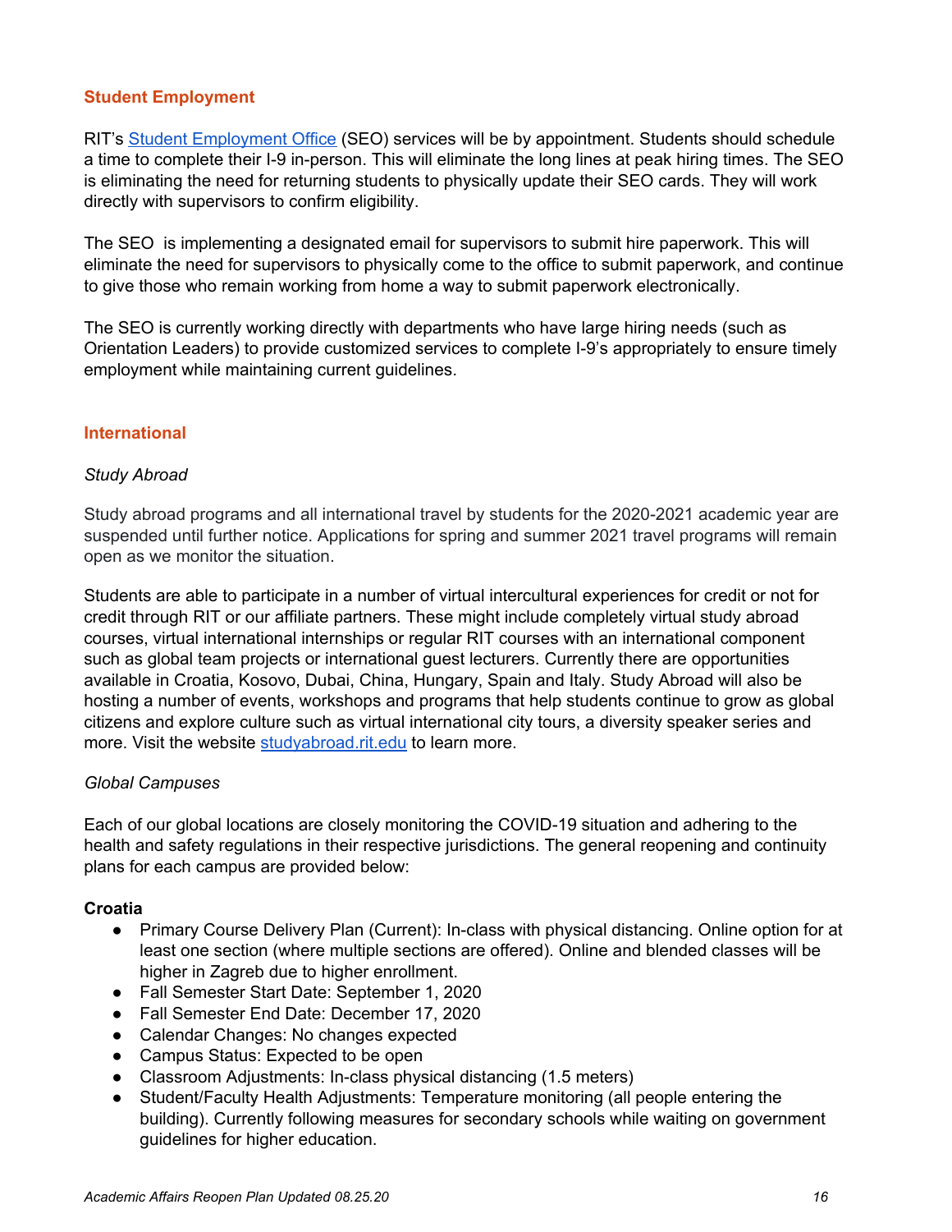## Student Employment

RIT's [Student Employment Office](Student Employment Office) (SEO) services will be by appointment. Students should schedule a time to complete their I-9 in-person. This will eliminate the long lines at peak hiring times. The SEO is eliminating the need for returning students to physically update their SEO cards. They will work directly with supervisors to confirm eligibility.

The SEO is implementing a designated email for supervisors to submit hire paperwork. This will eliminate the need for supervisors to physically come to the office to submit paperwork, and continue to give those who remain working from home a way to submit paperwork electronically.

The SEO is currently working directly with departments who have large hiring needs (such as Orientation Leaders) to provide customized services to complete I-9's appropriately to ensure timely employment while maintaining current guidelines.

## International

*Study Abroad*

Study abroad programs and all international travel by students for the 2020-2021 academic year are suspended until further notice. Applications for spring and summer 2021 travel programs will remain open as we monitor the situation.

Students are able to participate in a number of virtual intercultural experiences for credit or not for credit through RIT or our affiliate partners. These might include completely virtual study abroad courses, virtual international internships or regular RIT courses with an international component such as global team projects or international guest lecturers. Currently there are opportunities available in Croatia, Kosovo, Dubai, China, Hungary, Spain and Italy. Study Abroad will also be hosting a number of events, workshops and programs that help students continue to grow as global citizens and explore culture such as virtual international city tours, a diversity speaker series and more. Visit the website [studyabroad.rit.edu](studyabroad.rit.edu) to learn more.

*Global Campuses*

Each of our global locations are closely monitoring the COVID-19 situation and adhering to the health and safety regulations in their respective jurisdictions. The general reopening and continuity plans for each campus are provided below:

**Croatia**

- Primary Course Delivery Plan (Current): In-class with physical distancing. Online option for at least one section (where multiple sections are offered). Online and blended classes will be higher in Zagreb due to higher enrollment.
- Fall Semester Start Date: September 1, 2020
- Fall Semester End Date: December 17, 2020
- Calendar Changes: No changes expected
- Campus Status: Expected to be open
- Classroom Adjustments: In-class physical distancing (1.5 meters)
- Student/Faculty Health Adjustments: Temperature monitoring (all people entering the building). Currently following measures for secondary schools while waiting on government guidelines for higher education.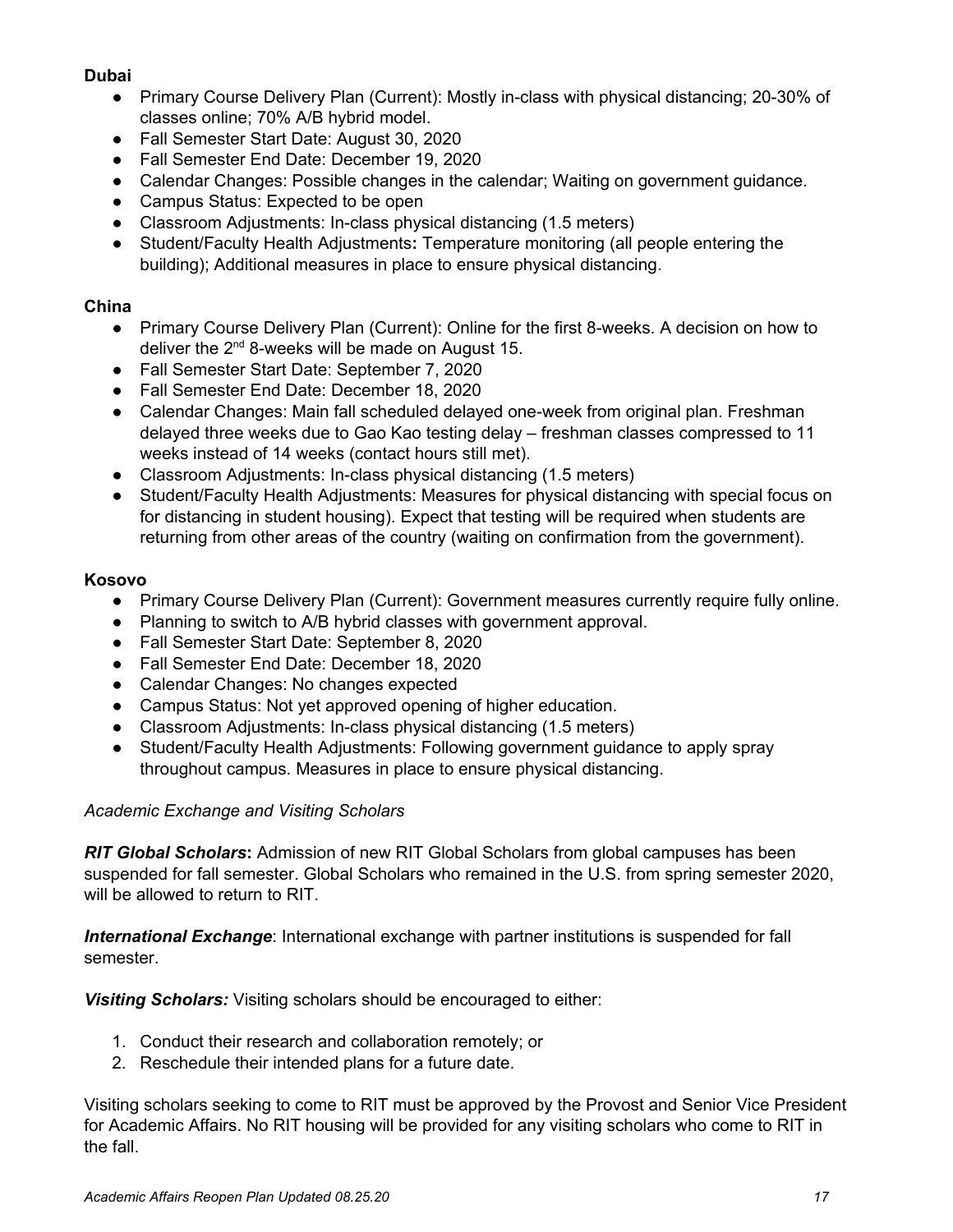**Dubai**

- Primary Course Delivery Plan (Current): Mostly in-class with physical distancing; 20-30% of classes online; 70% A/B hybrid model.
- Fall Semester Start Date: August 30, 2020
- Fall Semester End Date: December 19, 2020
- Calendar Changes: Possible changes in the calendar; Waiting on government guidance.
- Campus Status: Expected to be open
- Classroom Adjustments: In-class physical distancing (1.5 meters)
- Student/Faculty Health Adjustments**:** Temperature monitoring (all people entering the building); Additional measures in place to ensure physical distancing.

**China**

- Primary Course Delivery Plan (Current): Online for the first 8-weeks. A decision on how to deliver the 2nd 8-weeks will be made on August 15.
- Fall Semester Start Date: September 7, 2020
- Fall Semester End Date: December 18, 2020
- Calendar Changes: Main fall scheduled delayed one-week from original plan. Freshman delayed three weeks due to Gao Kao testing delay – freshman classes compressed to 11 weeks instead of 14 weeks (contact hours still met).
- Classroom Adjustments: In-class physical distancing (1.5 meters)
- Student/Faculty Health Adjustments: Measures for physical distancing with special focus on for distancing in student housing). Expect that testing will be required when students are returning from other areas of the country (waiting on confirmation from the government).

**Kosovo**

- Primary Course Delivery Plan (Current): Government measures currently require fully online.
- Planning to switch to A/B hybrid classes with government approval.
- Fall Semester Start Date: September 8, 2020
- Fall Semester End Date: December 18, 2020
- Calendar Changes: No changes expected
- Campus Status: Not yet approved opening of higher education.
- Classroom Adjustments: In-class physical distancing (1.5 meters)
- Student/Faculty Health Adjustments: Following government guidance to apply spray throughout campus. Measures in place to ensure physical distancing.

*Academic Exchange and Visiting Scholars*

***RIT Global Scholars*****:** Admission of new RIT Global Scholars from global campuses has been suspended for fall semester. Global Scholars who remained in the U.S. from spring semester 2020, will be allowed to return to RIT.

***International Exchange***: International exchange with partner institutions is suspended for fall semester.

***Visiting Scholars:*** Visiting scholars should be encouraged to either:

1. Conduct their research and collaboration remotely; or
2. Reschedule their intended plans for a future date.

Visiting scholars seeking to come to RIT must be approved by the Provost and Senior Vice President for Academic Affairs. No RIT housing will be provided for any visiting scholars who come to RIT in the fall.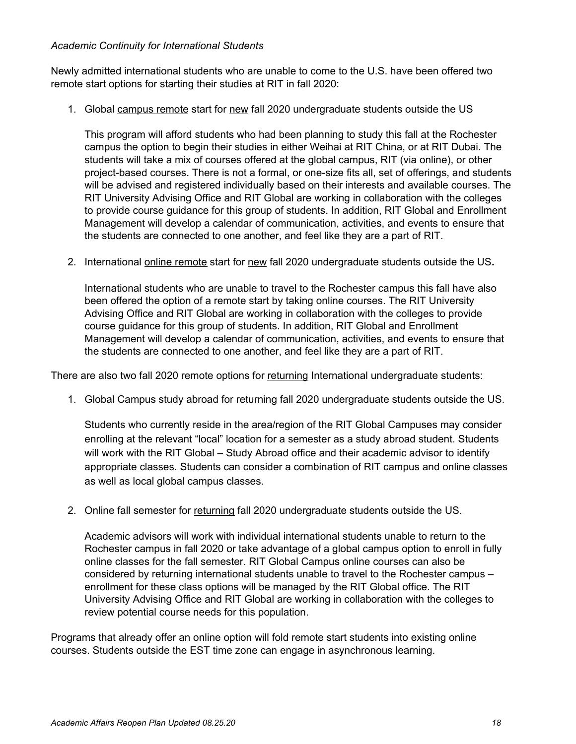*Academic Continuity for International Students*

Newly admitted international students who are unable to come to the U.S. have been offered two remote start options for starting their studies at RIT in fall 2020:

1. Global campus remote start for new fall 2020 undergraduate students outside the US

   This program will afford students who had been planning to study this fall at the Rochester campus the option to begin their studies in either Weihai at RIT China, or at RIT Dubai. The students will take a mix of courses offered at the global campus, RIT (via online), or other project-based courses. There is not a formal, or one-size fits all, set of offerings, and students will be advised and registered individually based on their interests and available courses. The RIT University Advising Office and RIT Global are working in collaboration with the colleges to provide course guidance for this group of students. In addition, RIT Global and Enrollment Management will develop a calendar of communication, activities, and events to ensure that the students are connected to one another, and feel like they are a part of RIT.

2. International online remote start for new fall 2020 undergraduate students outside the US**.**

   International students who are unable to travel to the Rochester campus this fall have also been offered the option of a remote start by taking online courses. The RIT University Advising Office and RIT Global are working in collaboration with the colleges to provide course guidance for this group of students. In addition, RIT Global and Enrollment Management will develop a calendar of communication, activities, and events to ensure that the students are connected to one another, and feel like they are a part of RIT.

There are also two fall 2020 remote options for returning International undergraduate students:

1. Global Campus study abroad for returning fall 2020 undergraduate students outside the US.

   Students who currently reside in the area/region of the RIT Global Campuses may consider enrolling at the relevant "local" location for a semester as a study abroad student. Students will work with the RIT Global – Study Abroad office and their academic advisor to identify appropriate classes. Students can consider a combination of RIT campus and online classes as well as local global campus classes.

2. Online fall semester for returning fall 2020 undergraduate students outside the US.

   Academic advisors will work with individual international students unable to return to the Rochester campus in fall 2020 or take advantage of a global campus option to enroll in fully online classes for the fall semester. RIT Global Campus online courses can also be considered by returning international students unable to travel to the Rochester campus – enrollment for these class options will be managed by the RIT Global office. The RIT University Advising Office and RIT Global are working in collaboration with the colleges to review potential course needs for this population.

Programs that already offer an online option will fold remote start students into existing online courses. Students outside the EST time zone can engage in asynchronous learning.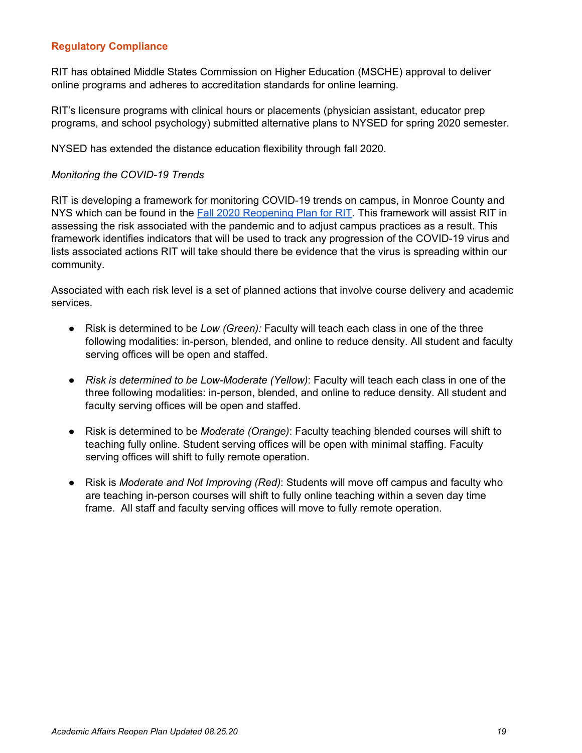## Regulatory Compliance

RIT has obtained Middle States Commission on Higher Education (MSCHE) approval to deliver online programs and adheres to accreditation standards for online learning.

RIT's licensure programs with clinical hours or placements (physician assistant, educator prep programs, and school psychology) submitted alternative plans to NYSED for spring 2020 semester.

NYSED has extended the distance education flexibility through fall 2020.

*Monitoring the COVID-19 Trends*

RIT is developing a framework for monitoring COVID-19 trends on campus, in Monroe County and NYS which can be found in the [Fall 2020 Reopening Plan for RIT](). This framework will assist RIT in assessing the risk associated with the pandemic and to adjust campus practices as a result. This framework identifies indicators that will be used to track any progression of the COVID-19 virus and lists associated actions RIT will take should there be evidence that the virus is spreading within our community.

Associated with each risk level is a set of planned actions that involve course delivery and academic services.

- Risk is determined to be *Low (Green):* Faculty will teach each class in one of the three following modalities: in-person, blended, and online to reduce density. All student and faculty serving offices will be open and staffed.
- *Risk is determined to be Low-Moderate (Yellow)*: Faculty will teach each class in one of the three following modalities: in-person, blended, and online to reduce density. All student and faculty serving offices will be open and staffed.
- Risk is determined to be *Moderate (Orange)*: Faculty teaching blended courses will shift to teaching fully online. Student serving offices will be open with minimal staffing. Faculty serving offices will shift to fully remote operation.
- Risk is *Moderate and Not Improving (Red)*: Students will move off campus and faculty who are teaching in-person courses will shift to fully online teaching within a seven day time frame. All staff and faculty serving offices will move to fully remote operation.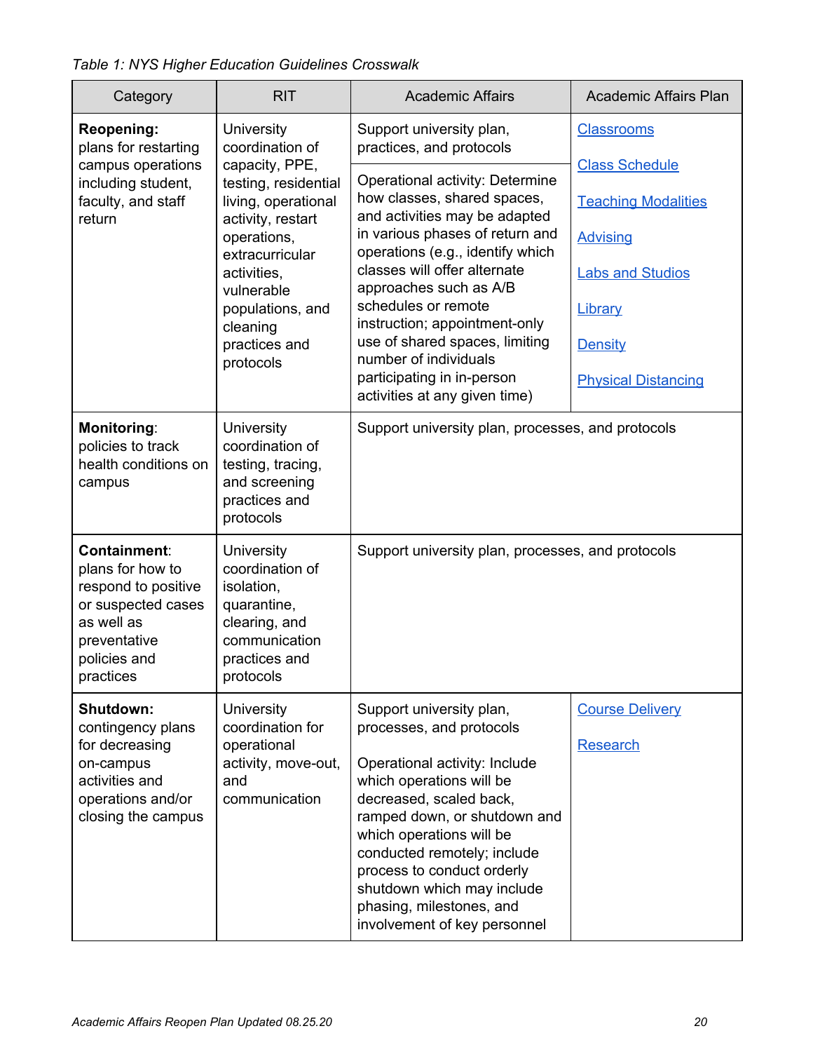*Table 1: NYS Higher Education Guidelines Crosswalk*

| Category | RIT | Academic Affairs | Academic Affairs Plan |
|---|---|---|---|
| **Reopening:** plans for restarting campus operations including student, faculty, and staff return | University coordination of capacity, PPE, testing, residential living, operational activity, restart operations, extracurricular activities, vulnerable populations, and cleaning practices and protocols | Support university plan, practices, and protocols<br><br>Operational activity: Determine how classes, shared spaces, and activities may be adapted in various phases of return and operations (e.g., identify which classes will offer alternate approaches such as A/B schedules or remote instruction; appointment-only use of shared spaces, limiting number of individuals participating in in-person activities at any given time) | Classrooms<br><br>Class Schedule<br><br>Teaching Modalities<br><br>Advising<br><br>Labs and Studios<br><br>Library<br><br>Density<br><br>Physical Distancing |
| **Monitoring**: policies to track health conditions on campus | University coordination of testing, tracing, and screening practices and protocols | Support university plan, processes, and protocols | |
| **Containment**: plans for how to respond to positive or suspected cases as well as preventative policies and practices | University coordination of isolation, quarantine, clearing, and communication practices and protocols | Support university plan, processes, and protocols | |
| **Shutdown:** contingency plans for decreasing on-campus activities and operations and/or closing the campus | University coordination for operational activity, move-out, and communication | Support university plan, processes, and protocols<br><br>Operational activity: Include which operations will be decreased, scaled back, ramped down, or shutdown and which operations will be conducted remotely; include process to conduct orderly shutdown which may include phasing, milestones, and involvement of key personnel | Course Delivery<br><br>Research |